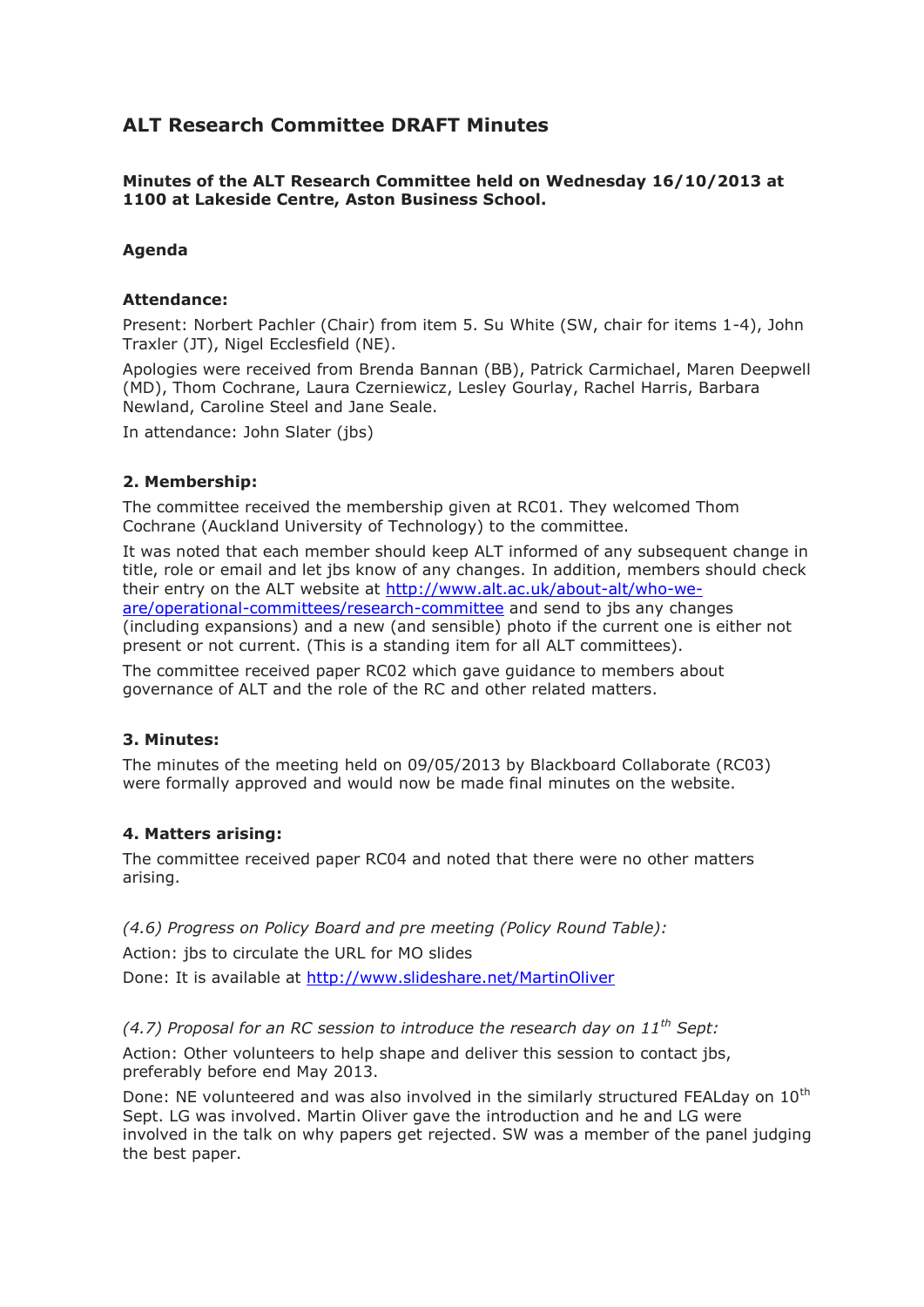# ALT Research Committee DRAFT Minutes

**Minutes of the ALT Research Committee held on Wednesday 16/10/2013 at 1100 at Lakeside Centre, Aston Business School.**

**Agenda**

**Attendance:**

Present: Norbert Pachler (Chair) from item 5. Su White (SW, chair for items 1-4), John Traxler (JT), Nigel Ecclesfield (NE).

Apologies were received from Brenda Bannan (BB), Patrick Carmichael, Maren Deepwell (MD), Thom Cochrane, Laura Czerniewicz, Lesley Gourlay, Rachel Harris, Barbara Newland, Caroline Steel and Jane Seale.

In attendance: John Slater (jbs)

**2. Membership:**

The committee received the membership given at RC01. They welcomed Thom Cochrane (Auckland University of Technology) to the committee.

It was noted that each member should keep ALT informed of any subsequent change in title, role or email and let jbs know of any changes. In addition, members should check their entry on the ALT website at http://www.alt.ac.uk/about-alt/who-we-are/operational-committees/research-committee and send to jbs any changes (including expansions) and a new (and sensible) photo if the current one is either not present or not current. (This is a standing item for all ALT committees).

The committee received paper RC02 which gave guidance to members about governance of ALT and the role of the RC and other related matters.

**3. Minutes:**

The minutes of the meeting held on 09/05/2013 by Blackboard Collaborate (RC03) were formally approved and would now be made final minutes on the website.

**4. Matters arising:**

The committee received paper RC04 and noted that there were no other matters arising.

*(4.6) Progress on Policy Board and pre meeting (Policy Round Table):*

Action: jbs to circulate the URL for MO slides

Done: It is available at http://www.slideshare.net/MartinOliver

*(4.7) Proposal for an RC session to introduce the research day on 11th Sept:*

Action: Other volunteers to help shape and deliver this session to contact jbs, preferably before end May 2013.

Done: NE volunteered and was also involved in the similarly structured FEALday on 10th Sept. LG was involved. Martin Oliver gave the introduction and he and LG were involved in the talk on why papers get rejected. SW was a member of the panel judging the best paper.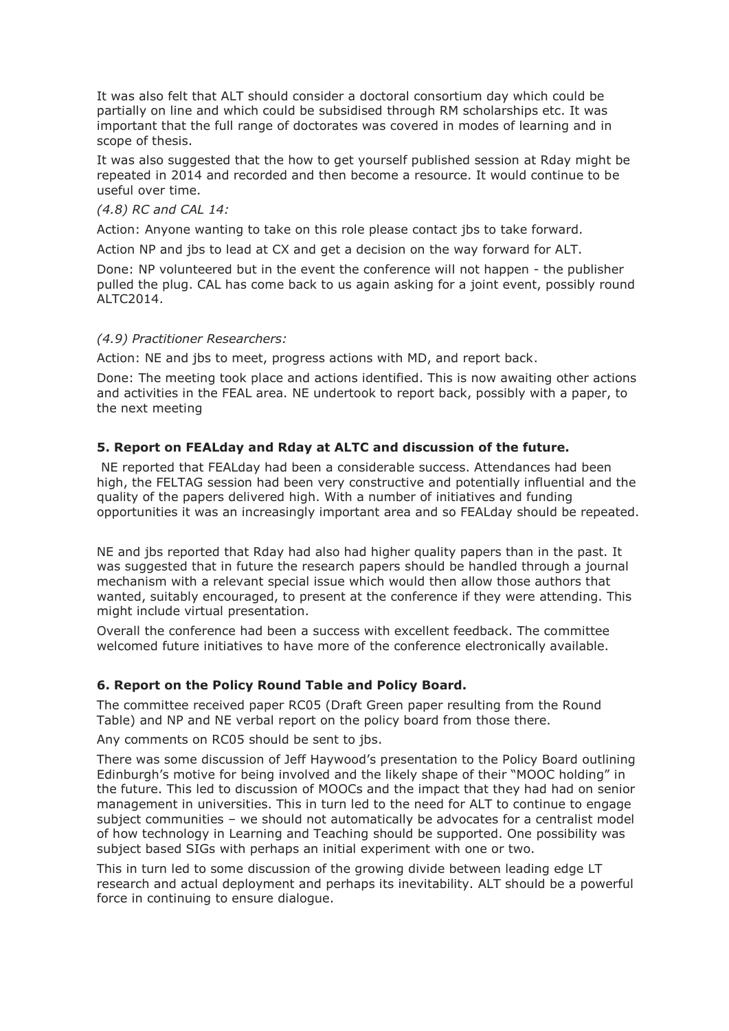It was also felt that ALT should consider a doctoral consortium day which could be partially on line and which could be subsidised through RM scholarships etc. It was important that the full range of doctorates was covered in modes of learning and in scope of thesis.

It was also suggested that the how to get yourself published session at Rday might be repeated in 2014 and recorded and then become a resource. It would continue to be useful over time.

*(4.8) RC and CAL 14:*

Action: Anyone wanting to take on this role please contact jbs to take forward.

Action NP and jbs to lead at CX and get a decision on the way forward for ALT.

Done: NP volunteered but in the event the conference will not happen - the publisher pulled the plug. CAL has come back to us again asking for a joint event, possibly round ALTC2014.

*(4.9) Practitioner Researchers:*

Action: NE and jbs to meet, progress actions with MD, and report back.

Done: The meeting took place and actions identified. This is now awaiting other actions and activities in the FEAL area. NE undertook to report back, possibly with a paper, to the next meeting

**5. Report on FEALday and Rday at ALTC and discussion of the future.**

NE reported that FEALday had been a considerable success. Attendances had been high, the FELTAG session had been very constructive and potentially influential and the quality of the papers delivered high. With a number of initiatives and funding opportunities it was an increasingly important area and so FEALday should be repeated.

NE and jbs reported that Rday had also had higher quality papers than in the past. It was suggested that in future the research papers should be handled through a journal mechanism with a relevant special issue which would then allow those authors that wanted, suitably encouraged, to present at the conference if they were attending. This might include virtual presentation.

Overall the conference had been a success with excellent feedback. The committee welcomed future initiatives to have more of the conference electronically available.

**6. Report on the Policy Round Table and Policy Board.**

The committee received paper RC05 (Draft Green paper resulting from the Round Table) and NP and NE verbal report on the policy board from those there.

Any comments on RC05 should be sent to jbs.

There was some discussion of Jeff Haywood's presentation to the Policy Board outlining Edinburgh's motive for being involved and the likely shape of their "MOOC holding" in the future. This led to discussion of MOOCs and the impact that they had had on senior management in universities. This in turn led to the need for ALT to continue to engage subject communities – we should not automatically be advocates for a centralist model of how technology in Learning and Teaching should be supported. One possibility was subject based SIGs with perhaps an initial experiment with one or two.

This in turn led to some discussion of the growing divide between leading edge LT research and actual deployment and perhaps its inevitability. ALT should be a powerful force in continuing to ensure dialogue.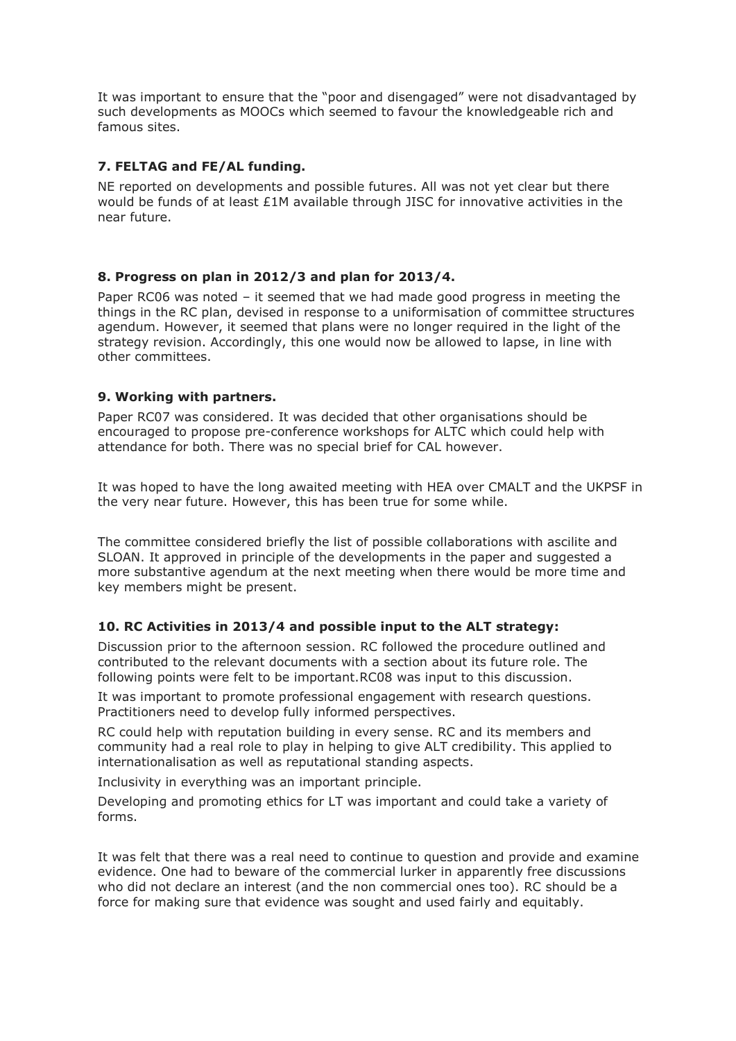It was important to ensure that the "poor and disengaged" were not disadvantaged by such developments as MOOCs which seemed to favour the knowledgeable rich and famous sites.

### 7. FELTAG and FE/AL funding.

NE reported on developments and possible futures. All was not yet clear but there would be funds of at least £1M available through JISC for innovative activities in the near future.

### 8. Progress on plan in 2012/3 and plan for 2013/4.

Paper RC06 was noted – it seemed that we had made good progress in meeting the things in the RC plan, devised in response to a uniformisation of committee structures agendum. However, it seemed that plans were no longer required in the light of the strategy revision. Accordingly, this one would now be allowed to lapse, in line with other committees.

### 9. Working with partners.

Paper RC07 was considered. It was decided that other organisations should be encouraged to propose pre-conference workshops for ALTC which could help with attendance for both. There was no special brief for CAL however.

It was hoped to have the long awaited meeting with HEA over CMALT and the UKPSF in the very near future. However, this has been true for some while.

The committee considered briefly the list of possible collaborations with ascilite and SLOAN. It approved in principle of the developments in the paper and suggested a more substantive agendum at the next meeting when there would be more time and key members might be present.

### 10. RC Activities in 2013/4 and possible input to the ALT strategy:

Discussion prior to the afternoon session. RC followed the procedure outlined and contributed to the relevant documents with a section about its future role. The following points were felt to be important.RC08 was input to this discussion.

It was important to promote professional engagement with research questions. Practitioners need to develop fully informed perspectives.

RC could help with reputation building in every sense. RC and its members and community had a real role to play in helping to give ALT credibility. This applied to internationalisation as well as reputational standing aspects.

Inclusivity in everything was an important principle.

Developing and promoting ethics for LT was important and could take a variety of forms.

It was felt that there was a real need to continue to question and provide and examine evidence. One had to beware of the commercial lurker in apparently free discussions who did not declare an interest (and the non commercial ones too). RC should be a force for making sure that evidence was sought and used fairly and equitably.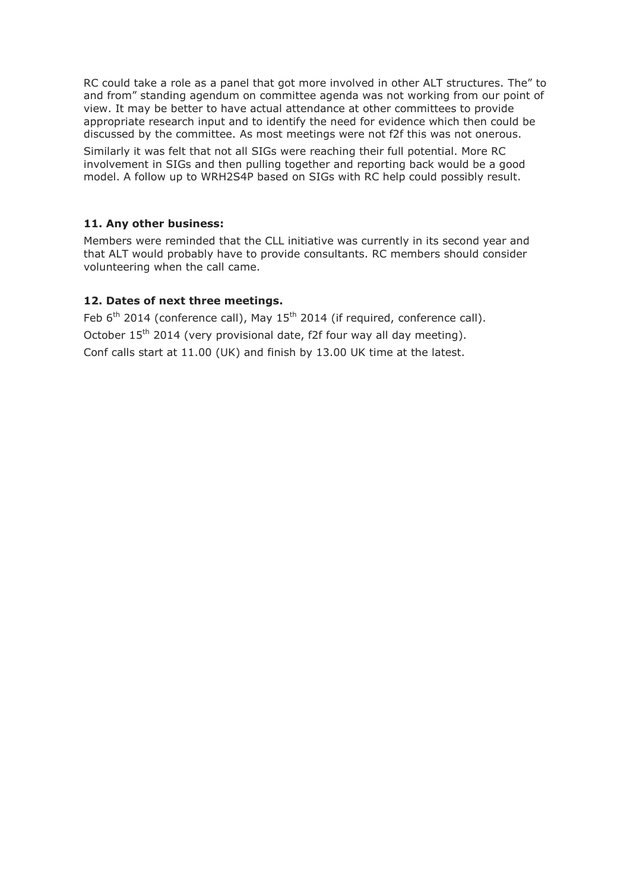RC could take a role as a panel that got more involved in other ALT structures. The" to and from" standing agendum on committee agenda was not working from our point of view. It may be better to have actual attendance at other committees to provide appropriate research input and to identify the need for evidence which then could be discussed by the committee. As most meetings were not f2f this was not onerous.

Similarly it was felt that not all SIGs were reaching their full potential. More RC involvement in SIGs and then pulling together and reporting back would be a good model. A follow up to WRH2S4P based on SIGs with RC help could possibly result.

### 11. Any other business:

Members were reminded that the CLL initiative was currently in its second year and that ALT would probably have to provide consultants. RC members should consider volunteering when the call came.

### 12. Dates of next three meetings.

Feb 6th 2014 (conference call), May 15th 2014 (if required, conference call).

October 15th 2014 (very provisional date, f2f four way all day meeting).

Conf calls start at 11.00 (UK) and finish by 13.00 UK time at the latest.